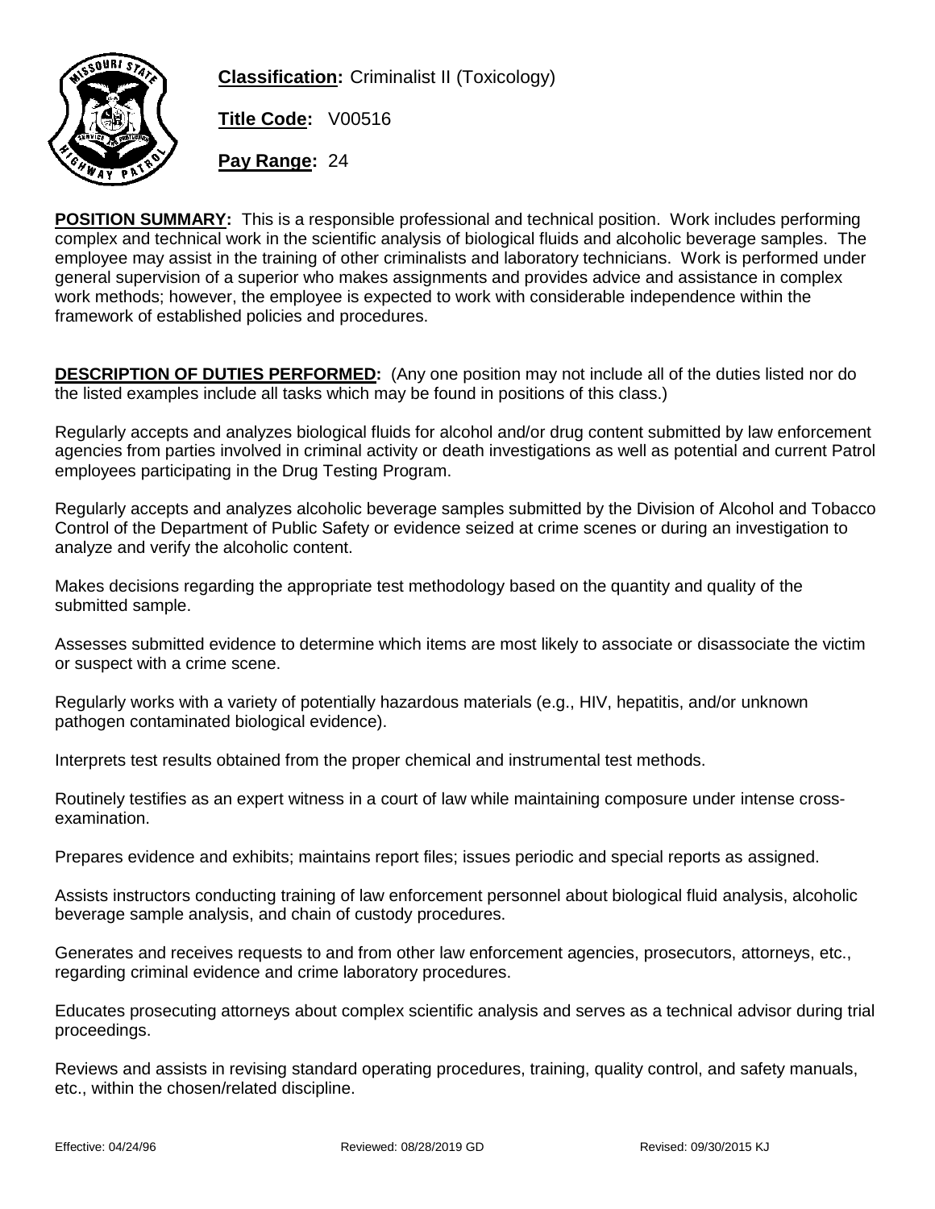**Classification:** Criminalist II (Toxicology)

**Title Code:** V00516

**Pay Range:** 24

**POSITION SUMMARY:** This is a responsible professional and technical position. Work includes performing complex and technical work in the scientific analysis of biological fluids and alcoholic beverage samples. The employee may assist in the training of other criminalists and laboratory technicians. Work is performed under general supervision of a superior who makes assignments and provides advice and assistance in complex work methods; however, the employee is expected to work with considerable independence within the framework of established policies and procedures.

**DESCRIPTION OF DUTIES PERFORMED:** (Any one position may not include all of the duties listed nor do the listed examples include all tasks which may be found in positions of this class.)

Regularly accepts and analyzes biological fluids for alcohol and/or drug content submitted by law enforcement agencies from parties involved in criminal activity or death investigations as well as potential and current Patrol employees participating in the Drug Testing Program.

Regularly accepts and analyzes alcoholic beverage samples submitted by the Division of Alcohol and Tobacco Control of the Department of Public Safety or evidence seized at crime scenes or during an investigation to analyze and verify the alcoholic content.

Makes decisions regarding the appropriate test methodology based on the quantity and quality of the submitted sample.

Assesses submitted evidence to determine which items are most likely to associate or disassociate the victim or suspect with a crime scene.

Regularly works with a variety of potentially hazardous materials (e.g., HIV, hepatitis, and/or unknown pathogen contaminated biological evidence).

Interprets test results obtained from the proper chemical and instrumental test methods.

Routinely testifies as an expert witness in a court of law while maintaining composure under intense cross-examination.

Prepares evidence and exhibits; maintains report files; issues periodic and special reports as assigned.

Assists instructors conducting training of law enforcement personnel about biological fluid analysis, alcoholic beverage sample analysis, and chain of custody procedures.

Generates and receives requests to and from other law enforcement agencies, prosecutors, attorneys, etc., regarding criminal evidence and crime laboratory procedures.

Educates prosecuting attorneys about complex scientific analysis and serves as a technical advisor during trial proceedings.

Reviews and assists in revising standard operating procedures, training, quality control, and safety manuals, etc., within the chosen/related discipline.

Effective: 04/24/96 Reviewed: 08/28/2019 GD Revised: 09/30/2015 KJ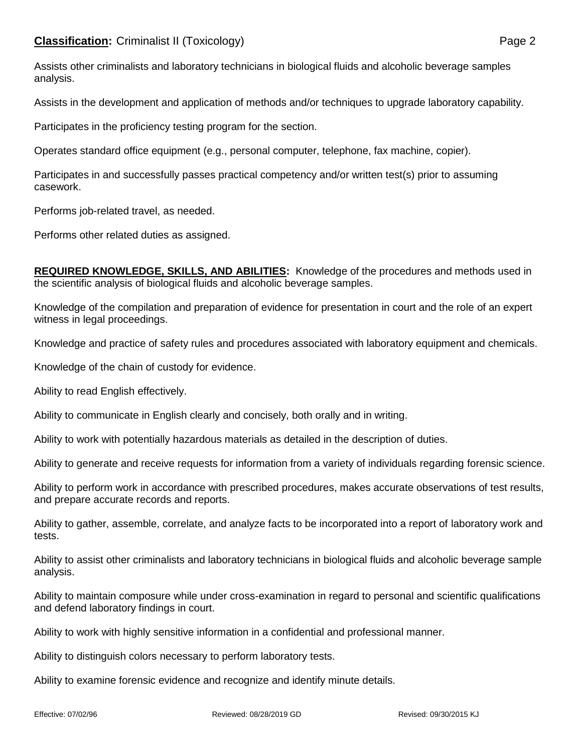Assists other criminalists and laboratory technicians in biological fluids and alcoholic beverage samples analysis.

Assists in the development and application of methods and/or techniques to upgrade laboratory capability.

Participates in the proficiency testing program for the section.

Operates standard office equipment (e.g., personal computer, telephone, fax machine, copier).

Participates in and successfully passes practical competency and/or written test(s) prior to assuming casework.

Performs job-related travel, as needed.

Performs other related duties as assigned.

**REQUIRED KNOWLEDGE, SKILLS, AND ABILITIES:** Knowledge of the procedures and methods used in the scientific analysis of biological fluids and alcoholic beverage samples.

Knowledge of the compilation and preparation of evidence for presentation in court and the role of an expert witness in legal proceedings.

Knowledge and practice of safety rules and procedures associated with laboratory equipment and chemicals.

Knowledge of the chain of custody for evidence.

Ability to read English effectively.

Ability to communicate in English clearly and concisely, both orally and in writing.

Ability to work with potentially hazardous materials as detailed in the description of duties.

Ability to generate and receive requests for information from a variety of individuals regarding forensic science.

Ability to perform work in accordance with prescribed procedures, makes accurate observations of test results, and prepare accurate records and reports.

Ability to gather, assemble, correlate, and analyze facts to be incorporated into a report of laboratory work and tests.

Ability to assist other criminalists and laboratory technicians in biological fluids and alcoholic beverage sample analysis.

Ability to maintain composure while under cross-examination in regard to personal and scientific qualifications and defend laboratory findings in court.

Ability to work with highly sensitive information in a confidential and professional manner.

Ability to distinguish colors necessary to perform laboratory tests.

Ability to examine forensic evidence and recognize and identify minute details.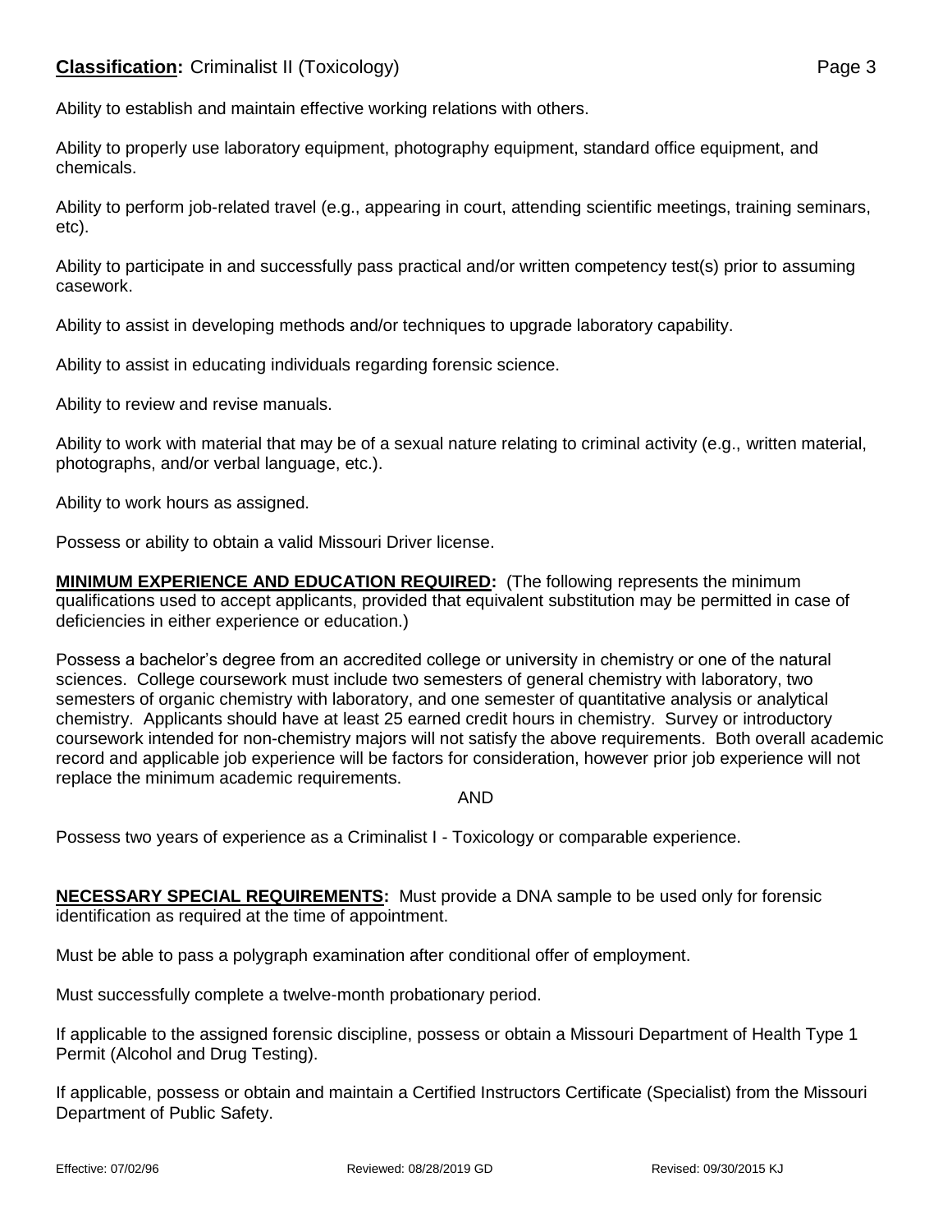Ability to establish and maintain effective working relations with others.

Ability to properly use laboratory equipment, photography equipment, standard office equipment, and chemicals.

Ability to perform job-related travel (e.g., appearing in court, attending scientific meetings, training seminars, etc).

Ability to participate in and successfully pass practical and/or written competency test(s) prior to assuming casework.

Ability to assist in developing methods and/or techniques to upgrade laboratory capability.

Ability to assist in educating individuals regarding forensic science.

Ability to review and revise manuals.

Ability to work with material that may be of a sexual nature relating to criminal activity (e.g., written material, photographs, and/or verbal language, etc.).

Ability to work hours as assigned.

Possess or ability to obtain a valid Missouri Driver license.

**MINIMUM EXPERIENCE AND EDUCATION REQUIRED:** (The following represents the minimum qualifications used to accept applicants, provided that equivalent substitution may be permitted in case of deficiencies in either experience or education.)

Possess a bachelor's degree from an accredited college or university in chemistry or one of the natural sciences. College coursework must include two semesters of general chemistry with laboratory, two semesters of organic chemistry with laboratory, and one semester of quantitative analysis or analytical chemistry. Applicants should have at least 25 earned credit hours in chemistry. Survey or introductory coursework intended for non-chemistry majors will not satisfy the above requirements. Both overall academic record and applicable job experience will be factors for consideration, however prior job experience will not replace the minimum academic requirements.

AND

Possess two years of experience as a Criminalist I - Toxicology or comparable experience.

**NECESSARY SPECIAL REQUIREMENTS:** Must provide a DNA sample to be used only for forensic identification as required at the time of appointment.

Must be able to pass a polygraph examination after conditional offer of employment.

Must successfully complete a twelve-month probationary period.

If applicable to the assigned forensic discipline, possess or obtain a Missouri Department of Health Type 1 Permit (Alcohol and Drug Testing).

If applicable, possess or obtain and maintain a Certified Instructors Certificate (Specialist) from the Missouri Department of Public Safety.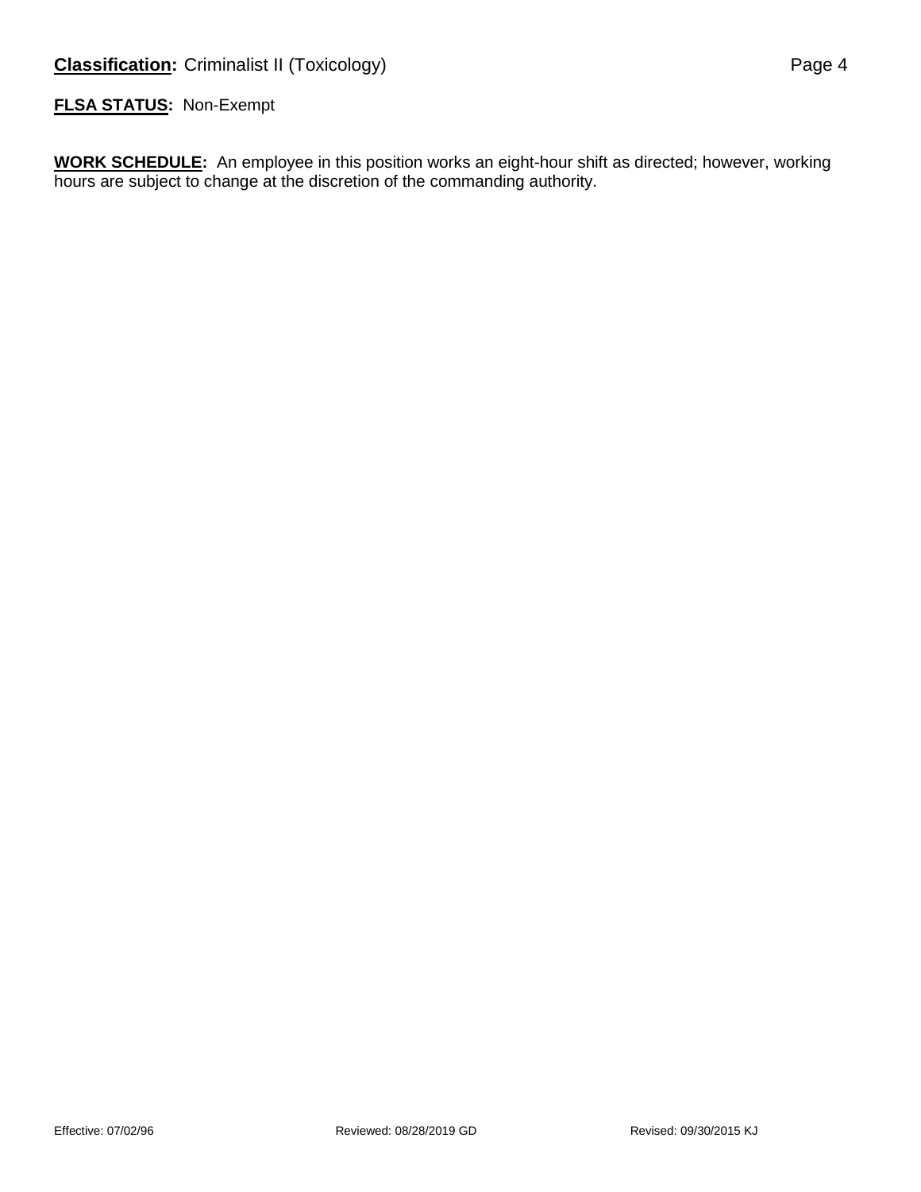**FLSA STATUS:** Non-Exempt

**WORK SCHEDULE:** An employee in this position works an eight-hour shift as directed; however, working hours are subject to change at the discretion of the commanding authority.